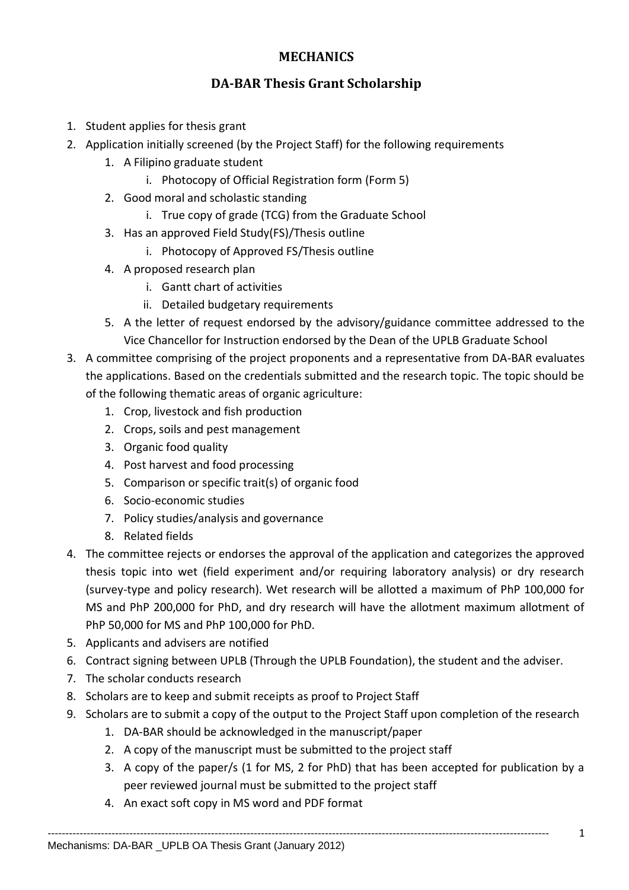# MECHANICS

## DA-BAR Thesis Grant Scholarship

1. Student applies for thesis grant
2. Application initially screened (by the Project Staff) for the following requirements
    1. A Filipino graduate student
        i. Photocopy of Official Registration form (Form 5)
    2. Good moral and scholastic standing
        i. True copy of grade (TCG) from the Graduate School
    3. Has an approved Field Study(FS)/Thesis outline
        i. Photocopy of Approved FS/Thesis outline
    4. A proposed research plan
        i. Gantt chart of activities
        ii. Detailed budgetary requirements
    5. A the letter of request endorsed by the advisory/guidance committee addressed to the Vice Chancellor for Instruction endorsed by the Dean of the UPLB Graduate School
3. A committee comprising of the project proponents and a representative from DA-BAR evaluates the applications. Based on the credentials submitted and the research topic. The topic should be of the following thematic areas of organic agriculture:
    1. Crop, livestock and fish production
    2. Crops, soils and pest management
    3. Organic food quality
    4. Post harvest and food processing
    5. Comparison or specific trait(s) of organic food
    6. Socio-economic studies
    7. Policy studies/analysis and governance
    8. Related fields
4. The committee rejects or endorses the approval of the application and categorizes the approved thesis topic into wet (field experiment and/or requiring laboratory analysis) or dry research (survey-type and policy research). Wet research will be allotted a maximum of PhP 100,000 for MS and PhP 200,000 for PhD, and dry research will have the allotment maximum allotment of PhP 50,000 for MS and PhP 100,000 for PhD.
5. Applicants and advisers are notified
6. Contract signing between UPLB (Through the UPLB Foundation), the student and the adviser.
7. The scholar conducts research
8. Scholars are to keep and submit receipts as proof to Project Staff
9. Scholars are to submit a copy of the output to the Project Staff upon completion of the research
    1. DA-BAR should be acknowledged in the manuscript/paper
    2. A copy of the manuscript must be submitted to the project staff
    3. A copy of the paper/s (1 for MS, 2 for PhD) that has been accepted for publication by a peer reviewed journal must be submitted to the project staff
    4. An exact soft copy in MS word and PDF format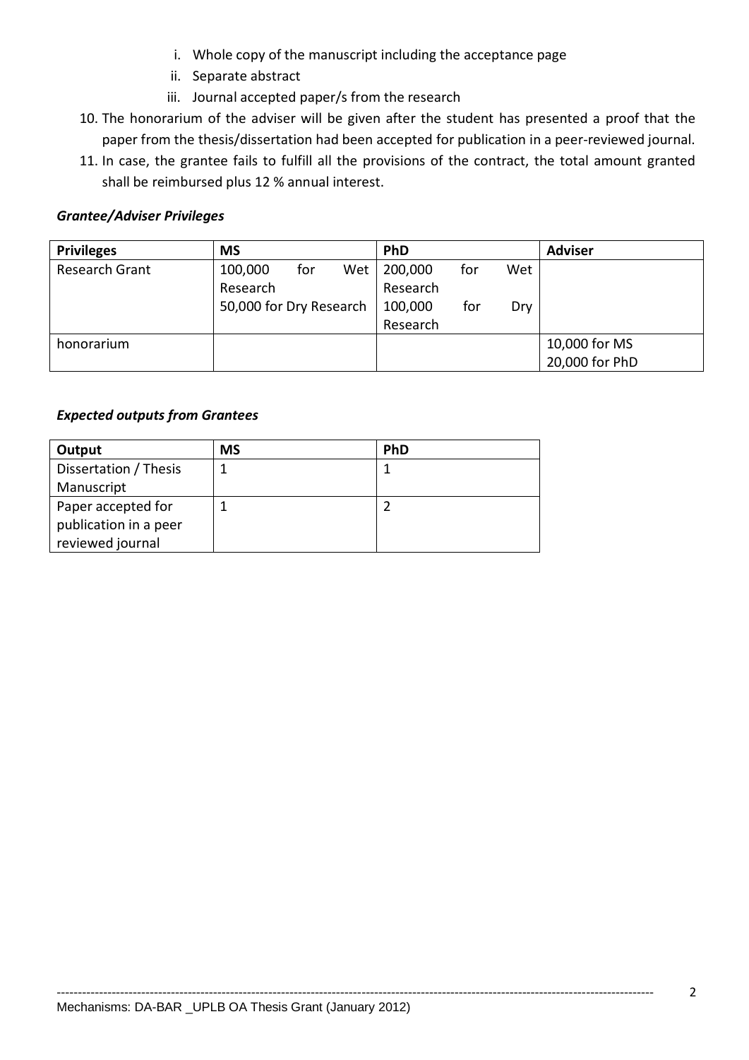i. Whole copy of the manuscript including the acceptance page
   ii. Separate abstract
   iii. Journal accepted paper/s from the research

10. The honorarium of the adviser will be given after the student has presented a proof that the paper from the thesis/dissertation had been accepted for publication in a peer-reviewed journal.
11. In case, the grantee fails to fulfill all the provisions of the contract, the total amount granted shall be reimbursed plus 12 % annual interest.

***Grantee/Adviser Privileges***

| Privileges | MS | PhD | Adviser |
|---|---|---|---|
| Research Grant | 100,000 for Wet Research<br>50,000 for Dry Research | 200,000 for Wet Research<br>100,000 for Dry Research | |
| honorarium | | | 10,000 for MS<br>20,000 for PhD |

***Expected outputs from Grantees***

| Output | MS | PhD |
|---|---|---|
| Dissertation / Thesis Manuscript | 1 | 1 |
| Paper accepted for publication in a peer reviewed journal | 1 | 2 |